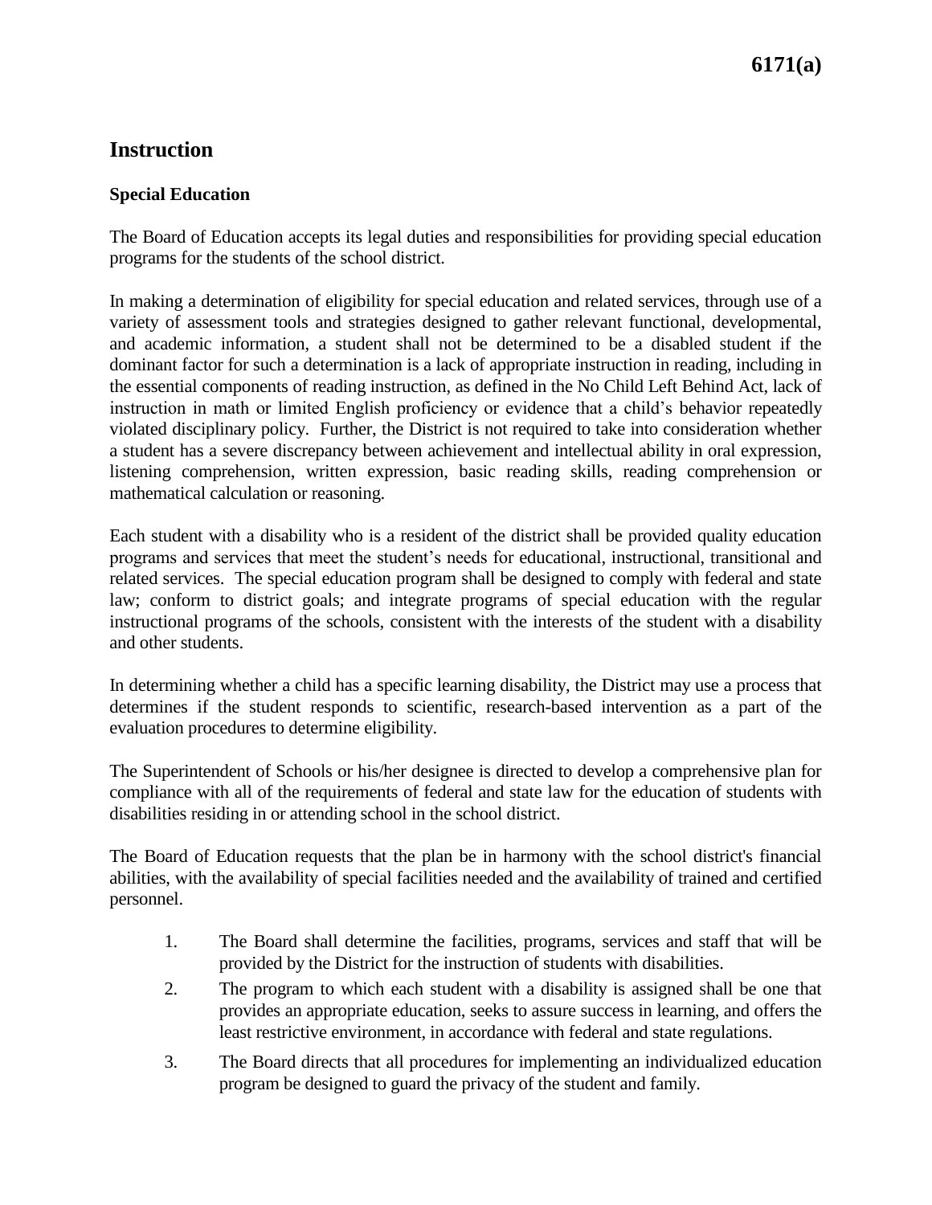# Instruction

## Special Education

The Board of Education accepts its legal duties and responsibilities for providing special education programs for the students of the school district.

In making a determination of eligibility for special education and related services, through use of a variety of assessment tools and strategies designed to gather relevant functional, developmental, and academic information, a student shall not be determined to be a disabled student if the dominant factor for such a determination is a lack of appropriate instruction in reading, including in the essential components of reading instruction, as defined in the No Child Left Behind Act, lack of instruction in math or limited English proficiency or evidence that a child's behavior repeatedly violated disciplinary policy. Further, the District is not required to take into consideration whether a student has a severe discrepancy between achievement and intellectual ability in oral expression, listening comprehension, written expression, basic reading skills, reading comprehension or mathematical calculation or reasoning.

Each student with a disability who is a resident of the district shall be provided quality education programs and services that meet the student's needs for educational, instructional, transitional and related services. The special education program shall be designed to comply with federal and state law; conform to district goals; and integrate programs of special education with the regular instructional programs of the schools, consistent with the interests of the student with a disability and other students.

In determining whether a child has a specific learning disability, the District may use a process that determines if the student responds to scientific, research-based intervention as a part of the evaluation procedures to determine eligibility.

The Superintendent of Schools or his/her designee is directed to develop a comprehensive plan for compliance with all of the requirements of federal and state law for the education of students with disabilities residing in or attending school in the school district.

The Board of Education requests that the plan be in harmony with the school district's financial abilities, with the availability of special facilities needed and the availability of trained and certified personnel.

1. The Board shall determine the facilities, programs, services and staff that will be provided by the District for the instruction of students with disabilities.
2. The program to which each student with a disability is assigned shall be one that provides an appropriate education, seeks to assure success in learning, and offers the least restrictive environment, in accordance with federal and state regulations.
3. The Board directs that all procedures for implementing an individualized education program be designed to guard the privacy of the student and family.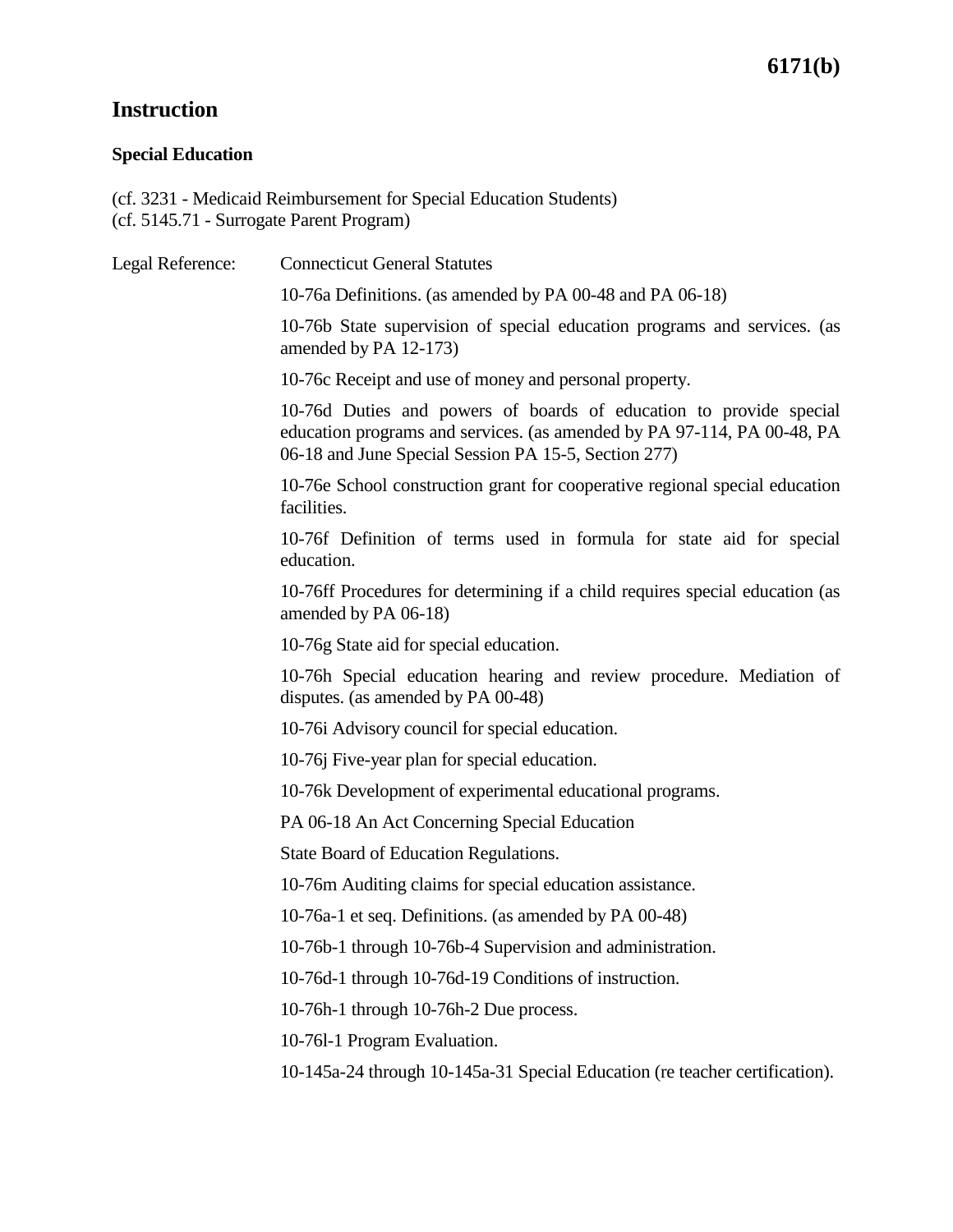## Instruction

### Special Education

(cf. 3231 - Medicaid Reimbursement for Special Education Students)
(cf. 5145.71 - Surrogate Parent Program)

Legal Reference: Connecticut General Statutes

10-76a Definitions. (as amended by PA 00-48 and PA 06-18)

10-76b State supervision of special education programs and services. (as amended by PA 12-173)

10-76c Receipt and use of money and personal property.

10-76d Duties and powers of boards of education to provide special education programs and services. (as amended by PA 97-114, PA 00-48, PA 06-18 and June Special Session PA 15-5, Section 277)

10-76e School construction grant for cooperative regional special education facilities.

10-76f Definition of terms used in formula for state aid for special education.

10-76ff Procedures for determining if a child requires special education (as amended by PA 06-18)

10-76g State aid for special education.

10-76h Special education hearing and review procedure. Mediation of disputes. (as amended by PA 00-48)

10-76i Advisory council for special education.

10-76j Five-year plan for special education.

10-76k Development of experimental educational programs.

PA 06-18 An Act Concerning Special Education

State Board of Education Regulations.

10-76m Auditing claims for special education assistance.

10-76a-1 et seq. Definitions. (as amended by PA 00-48)

10-76b-1 through 10-76b-4 Supervision and administration.

10-76d-1 through 10-76d-19 Conditions of instruction.

10-76h-1 through 10-76h-2 Due process.

10-76l-1 Program Evaluation.

10-145a-24 through 10-145a-31 Special Education (re teacher certification).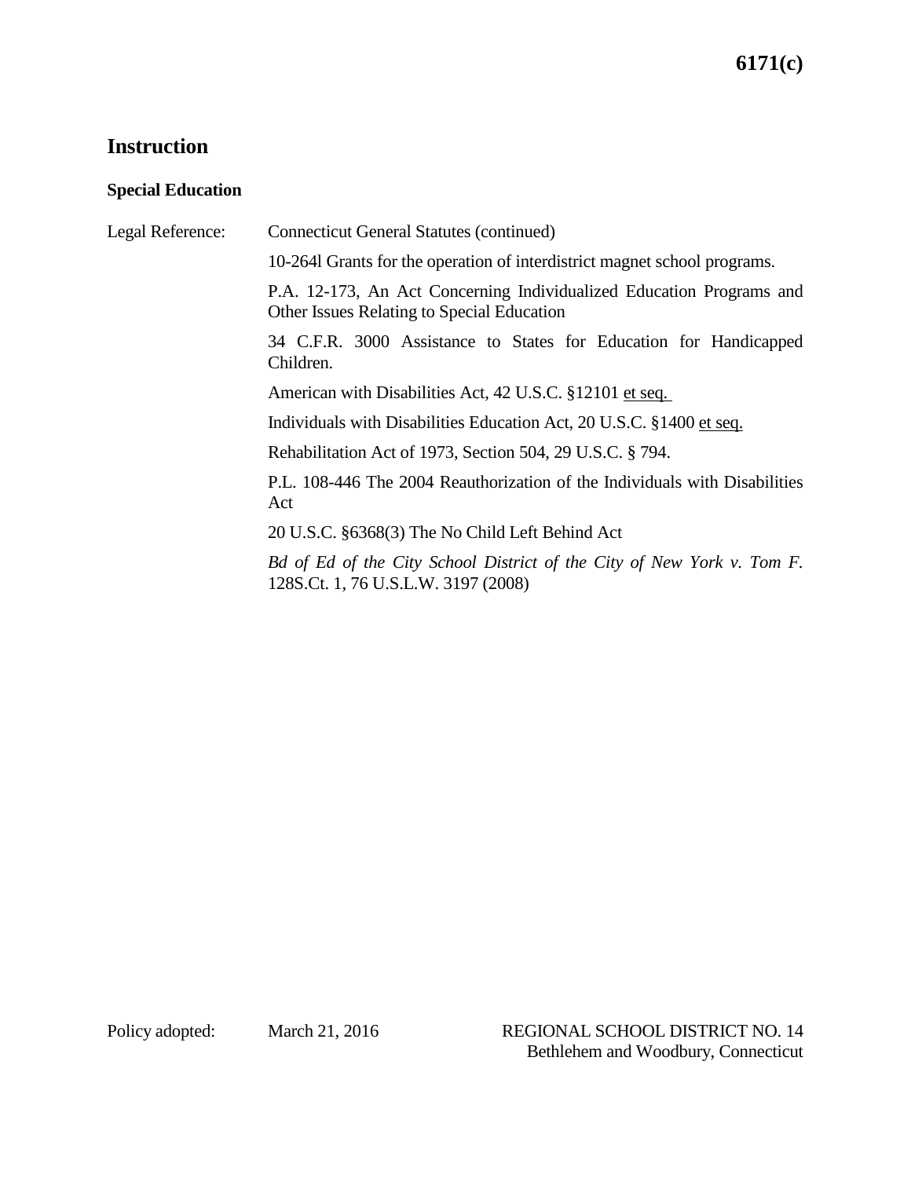# Instruction

## Special Education

Legal Reference: Connecticut General Statutes (continued)

10-264l Grants for the operation of interdistrict magnet school programs.

P.A. 12-173, An Act Concerning Individualized Education Programs and Other Issues Relating to Special Education

34 C.F.R. 3000 Assistance to States for Education for Handicapped Children.

American with Disabilities Act, 42 U.S.C. §12101 et seq.

Individuals with Disabilities Education Act, 20 U.S.C. §1400 et seq.

Rehabilitation Act of 1973, Section 504, 29 U.S.C. § 794.

P.L. 108-446 The 2004 Reauthorization of the Individuals with Disabilities Act

20 U.S.C. §6368(3) The No Child Left Behind Act

*Bd of Ed of the City School District of the City of New York v. Tom F.* 128S.Ct. 1, 76 U.S.L.W. 3197 (2008)

Policy adopted: March 21, 2016

REGIONAL SCHOOL DISTRICT NO. 14
Bethlehem and Woodbury, Connecticut